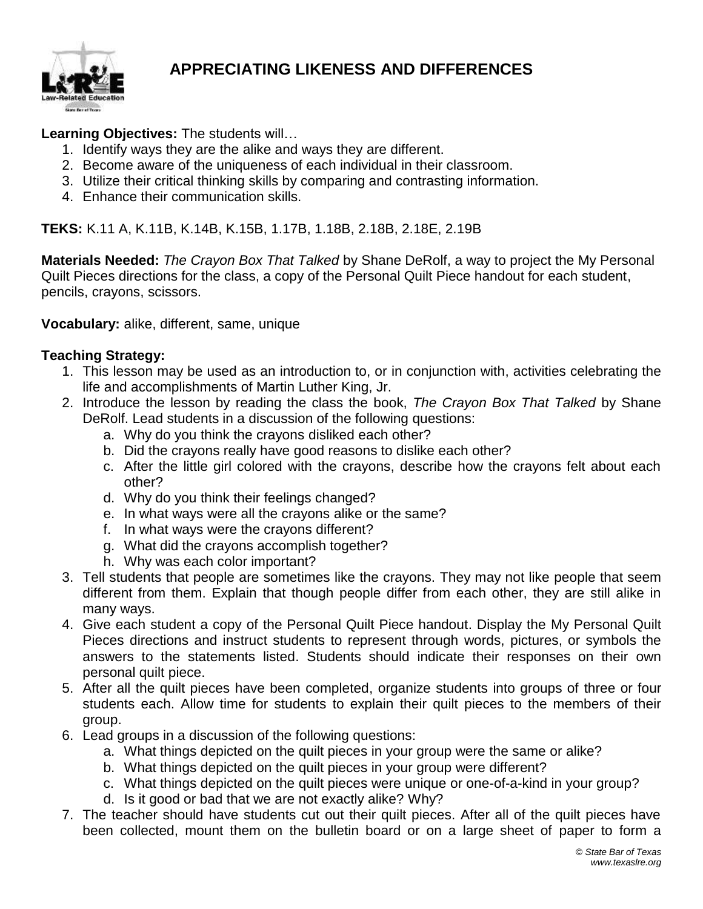# APPRECIATING LIKENESS AND DIFFERENCES

**Learning Objectives:** The students will…

1. Identify ways they are the alike and ways they are different.
2. Become aware of the uniqueness of each individual in their classroom.
3. Utilize their critical thinking skills by comparing and contrasting information.
4. Enhance their communication skills.

**TEKS:** K.11 A, K.11B, K.14B, K.15B, 1.17B, 1.18B, 2.18B, 2.18E, 2.19B

**Materials Needed:** *The Crayon Box That Talked* by Shane DeRolf, a way to project the My Personal Quilt Pieces directions for the class, a copy of the Personal Quilt Piece handout for each student, pencils, crayons, scissors.

**Vocabulary:** alike, different, same, unique

**Teaching Strategy:**

1. This lesson may be used as an introduction to, or in conjunction with, activities celebrating the life and accomplishments of Martin Luther King, Jr.
2. Introduce the lesson by reading the class the book, *The Crayon Box That Talked* by Shane DeRolf. Lead students in a discussion of the following questions:
   a. Why do you think the crayons disliked each other?
   b. Did the crayons really have good reasons to dislike each other?
   c. After the little girl colored with the crayons, describe how the crayons felt about each other?
   d. Why do you think their feelings changed?
   e. In what ways were all the crayons alike or the same?
   f. In what ways were the crayons different?
   g. What did the crayons accomplish together?
   h. Why was each color important?
3. Tell students that people are sometimes like the crayons. They may not like people that seem different from them. Explain that though people differ from each other, they are still alike in many ways.
4. Give each student a copy of the Personal Quilt Piece handout. Display the My Personal Quilt Pieces directions and instruct students to represent through words, pictures, or symbols the answers to the statements listed. Students should indicate their responses on their own personal quilt piece.
5. After all the quilt pieces have been completed, organize students into groups of three or four students each. Allow time for students to explain their quilt pieces to the members of their group.
6. Lead groups in a discussion of the following questions:
   a. What things depicted on the quilt pieces in your group were the same or alike?
   b. What things depicted on the quilt pieces in your group were different?
   c. What things depicted on the quilt pieces were unique or one-of-a-kind in your group?
   d. Is it good or bad that we are not exactly alike? Why?
7. The teacher should have students cut out their quilt pieces. After all of the quilt pieces have been collected, mount them on the bulletin board or on a large sheet of paper to form a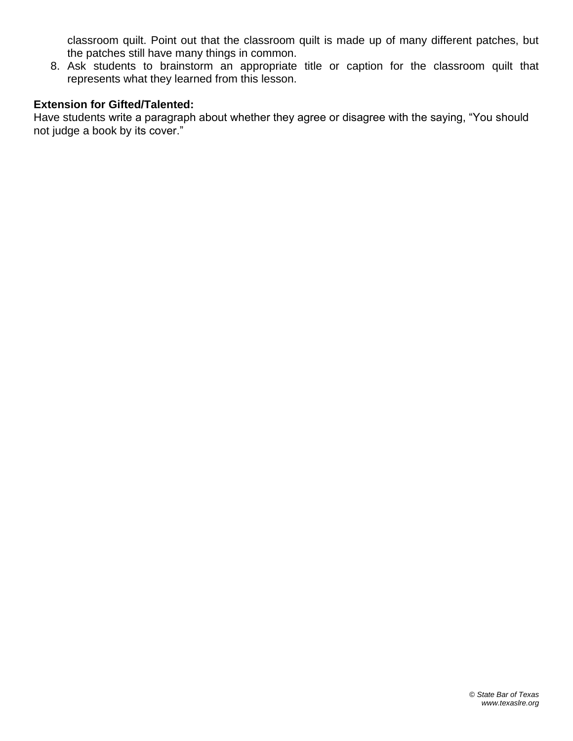classroom quilt. Point out that the classroom quilt is made up of many different patches, but the patches still have many things in common.

8. Ask students to brainstorm an appropriate title or caption for the classroom quilt that represents what they learned from this lesson.

**Extension for Gifted/Talented:**

Have students write a paragraph about whether they agree or disagree with the saying, "You should not judge a book by its cover."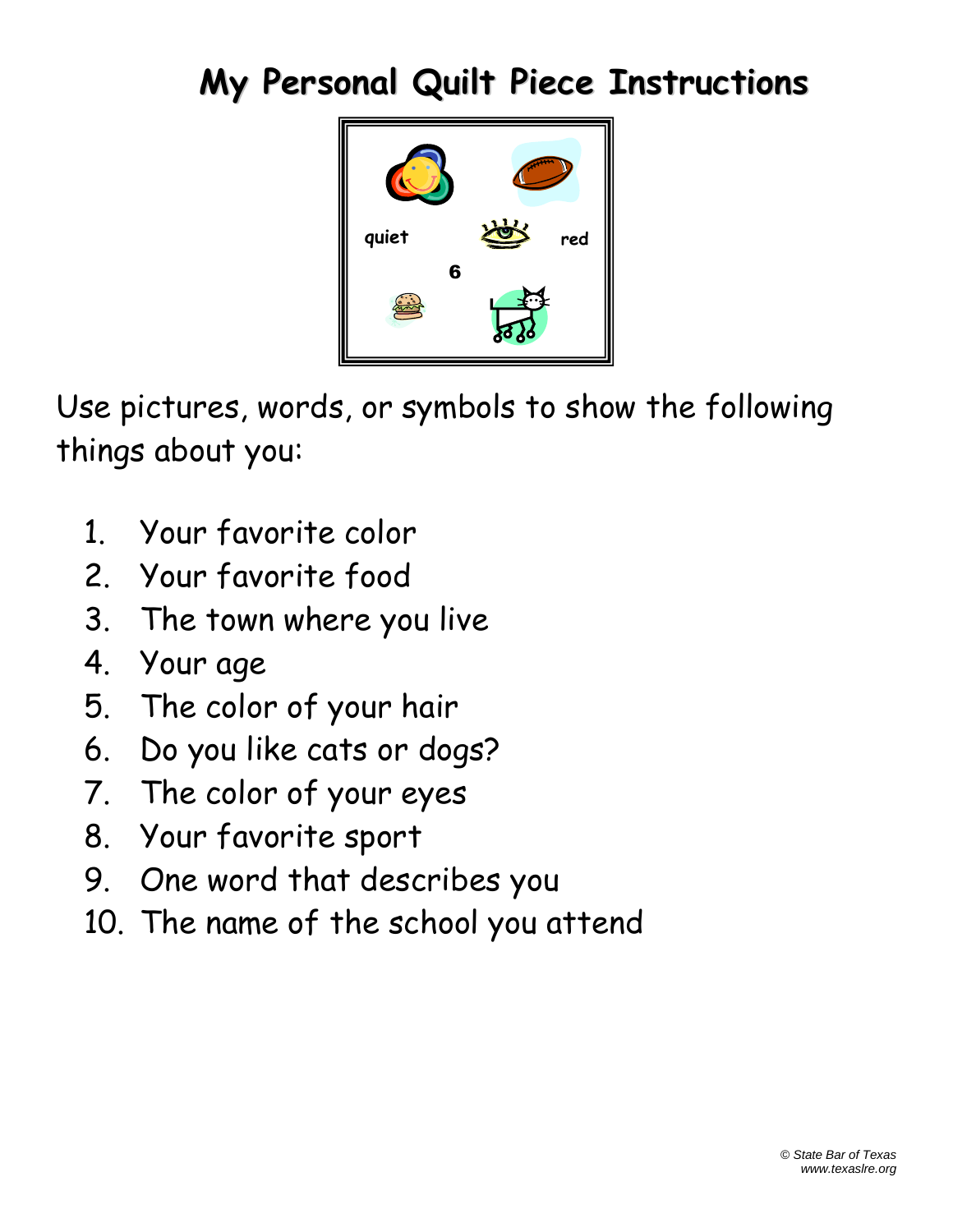# My Personal Quilt Piece Instructions

quiet

red

6

Use pictures, words, or symbols to show the following things about you:

1. Your favorite color
2. Your favorite food
3. The town where you live
4. Your age
5. The color of your hair
6. Do you like cats or dogs?
7. The color of your eyes
8. Your favorite sport
9. One word that describes you
10. The name of the school you attend

*© State Bar of Texas*
*www.texaslre.org*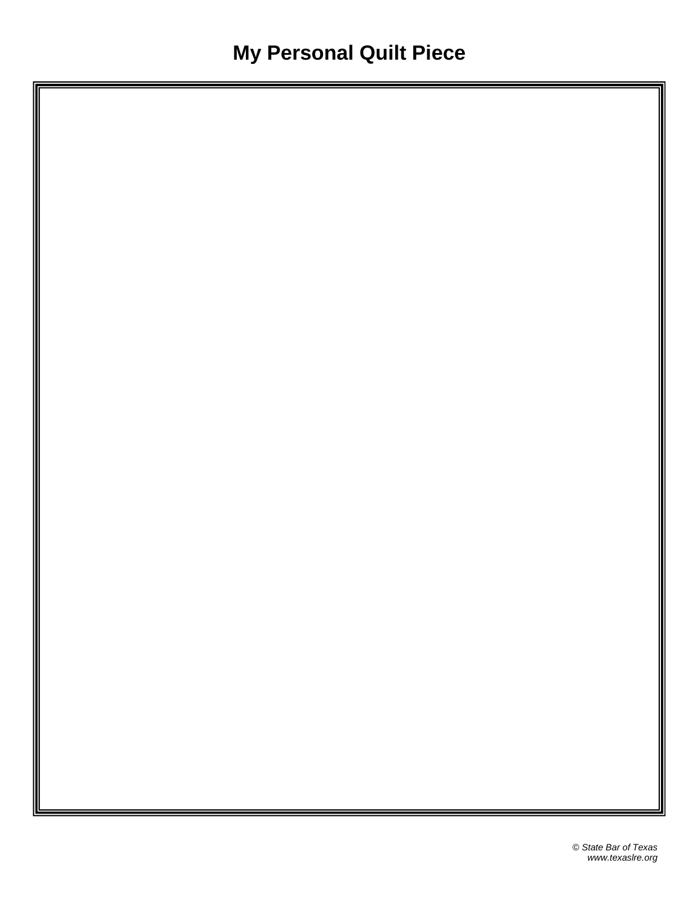# My Personal Quilt Piece

*© State Bar of Texas*
*www.texaslre.org*